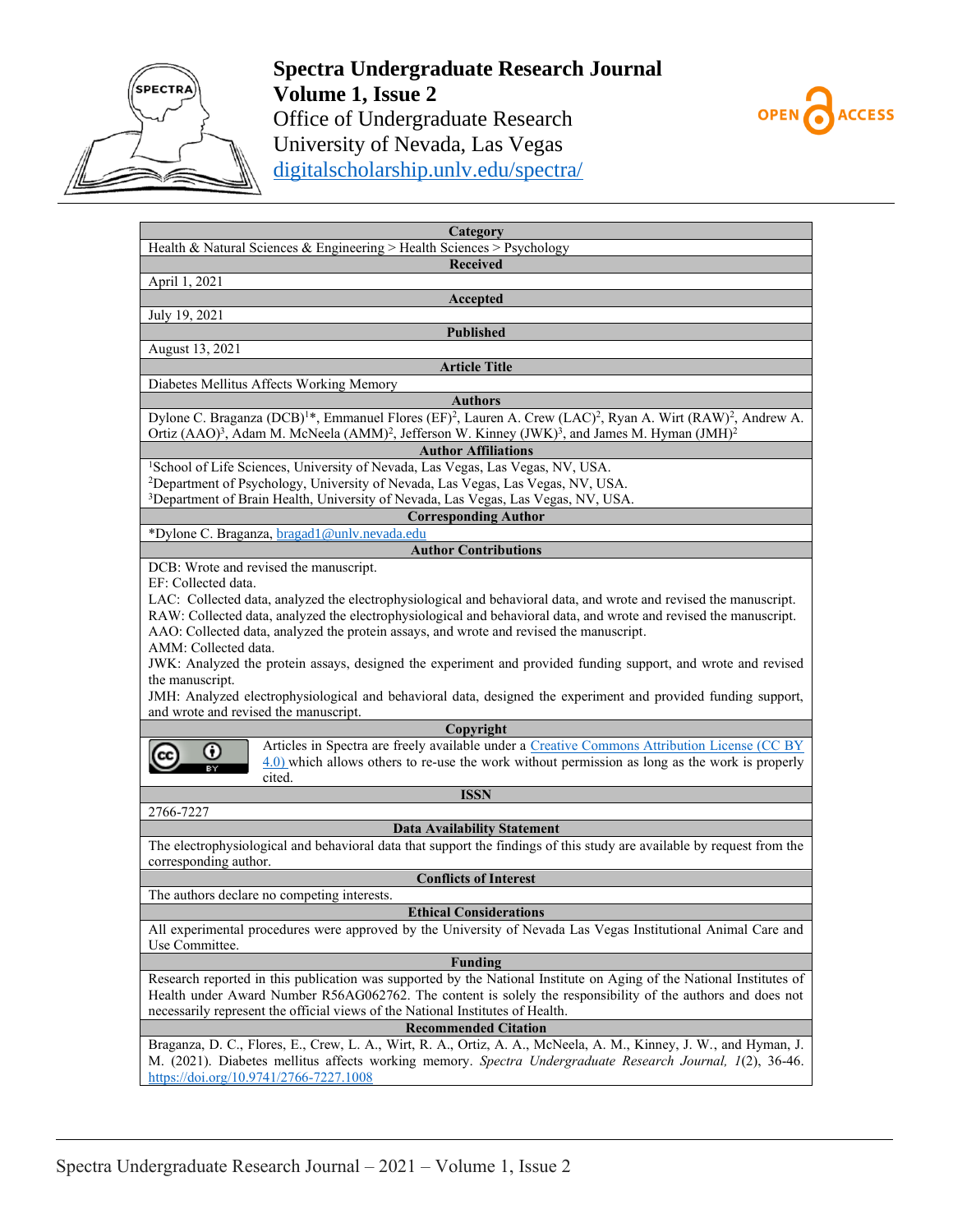# Spectra Undergraduate Research Journal

**Volume 1, Issue 2**

Office of Undergraduate Research
University of Nevada, Las Vegas
digitalscholarship.unlv.edu/spectra/

OPEN ACCESS

| Category |
|---|
| Health & Natural Sciences & Engineering > Health Sciences > Psychology |
| **Received** |
| April 1, 2021 |
| **Accepted** |
| July 19, 2021 |
| **Published** |
| August 13, 2021 |
| **Article Title** |
| Diabetes Mellitus Affects Working Memory |
| **Authors** |
| Dylone C. Braganza (DCB)[1]*, Emmanuel Flores (EF)[2], Lauren A. Crew (LAC)[2], Ryan A. Wirt (RAW)[2], Andrew A. Ortiz (AAO)[3], Adam M. McNeela (AMM)[2], Jefferson W. Kinney (JWK)[3], and James M. Hyman (JMH)[2] |
| **Author Affiliations** |
| [1]School of Life Sciences, University of Nevada, Las Vegas, Las Vegas, NV, USA. [2]Department of Psychology, University of Nevada, Las Vegas, Las Vegas, NV, USA. [3]Department of Brain Health, University of Nevada, Las Vegas, Las Vegas, NV, USA. |
| **Corresponding Author** |
| *Dylone C. Braganza, bragad1@unlv.nevada.edu |
| **Author Contributions** |
| DCB: Wrote and revised the manuscript. EF: Collected data. LAC: Collected data, analyzed the electrophysiological and behavioral data, and wrote and revised the manuscript. RAW: Collected data, analyzed the electrophysiological and behavioral data, and wrote and revised the manuscript. AAO: Collected data, analyzed the protein assays, and wrote and revised the manuscript. AMM: Collected data. JWK: Analyzed the protein assays, designed the experiment and provided funding support, and wrote and revised the manuscript. JMH: Analyzed electrophysiological and behavioral data, designed the experiment and provided funding support, and wrote and revised the manuscript. |
| **Copyright** |
| Articles in Spectra are freely available under a Creative Commons Attribution License (CC BY 4.0) which allows others to re-use the work without permission as long as the work is properly cited. |
| **ISSN** |
| 2766-7227 |
| **Data Availability Statement** |
| The electrophysiological and behavioral data that support the findings of this study are available by request from the corresponding author. |
| **Conflicts of Interest** |
| The authors declare no competing interests. |
| **Ethical Considerations** |
| All experimental procedures were approved by the University of Nevada Las Vegas Institutional Animal Care and Use Committee. |
| **Funding** |
| Research reported in this publication was supported by the National Institute on Aging of the National Institutes of Health under Award Number R56AG062762. The content is solely the responsibility of the authors and does not necessarily represent the official views of the National Institutes of Health. |
| **Recommended Citation** |
| Braganza, D. C., Flores, E., Crew, L. A., Wirt, R. A., Ortiz, A. A., McNeela, A. M., Kinney, J. W., and Hyman, J. M. (2021). Diabetes mellitus affects working memory. *Spectra Undergraduate Research Journal, 1*(2), 36-46. https://doi.org/10.9741/2766-7227.1008 |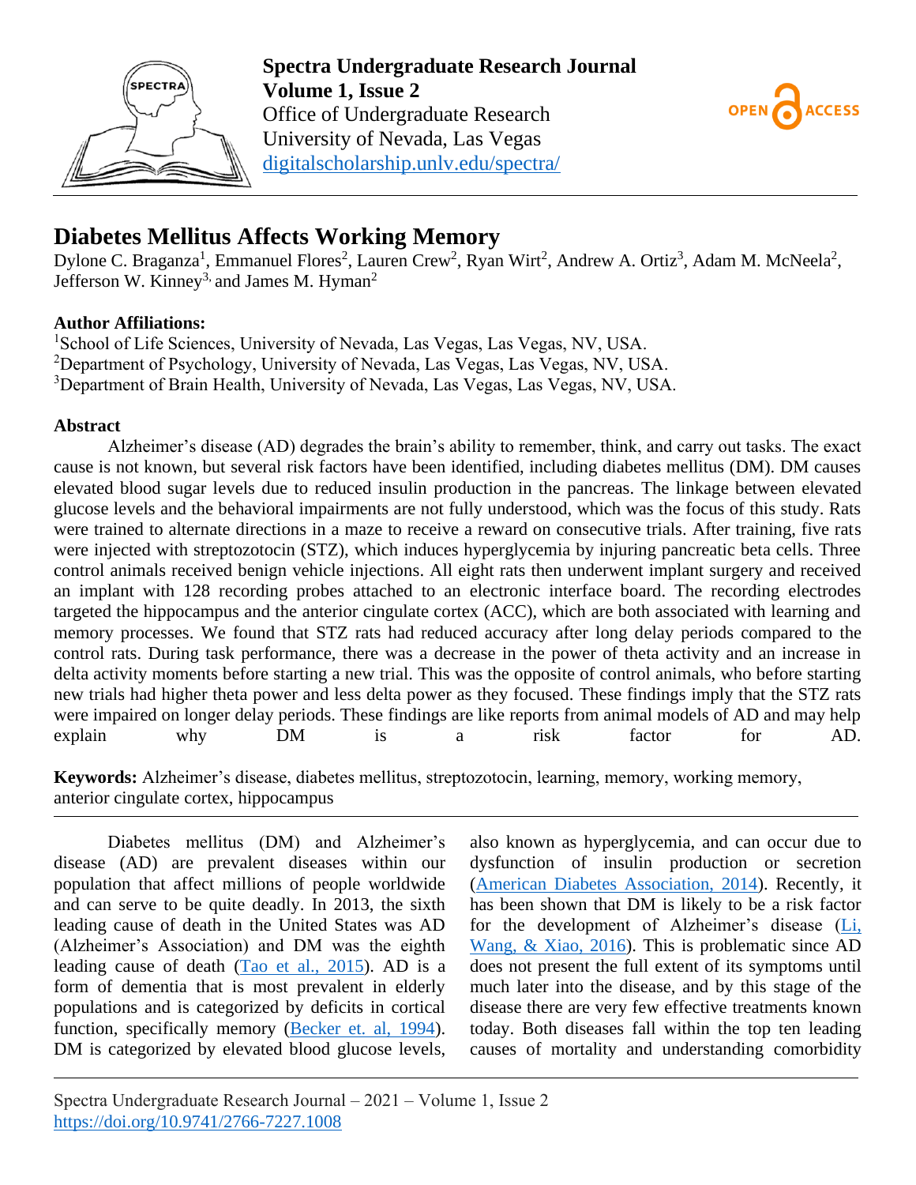**Spectra Undergraduate Research Journal**
**Volume 1, Issue 2**
Office of Undergraduate Research
University of Nevada, Las Vegas
digitalscholarship.unlv.edu/spectra/

# Diabetes Mellitus Affects Working Memory

Dylone C. Braganza[1], Emmanuel Flores[2], Lauren Crew[2], Ryan Wirt[2], Andrew A. Ortiz[3], Adam M. McNeela[2], Jefferson W. Kinney[3,] and James M. Hyman[2]

**Author Affiliations:**
[1]School of Life Sciences, University of Nevada, Las Vegas, Las Vegas, NV, USA.
[2]Department of Psychology, University of Nevada, Las Vegas, Las Vegas, NV, USA.
[3]Department of Brain Health, University of Nevada, Las Vegas, Las Vegas, NV, USA.

**Abstract**

Alzheimer's disease (AD) degrades the brain's ability to remember, think, and carry out tasks. The exact cause is not known, but several risk factors have been identified, including diabetes mellitus (DM). DM causes elevated blood sugar levels due to reduced insulin production in the pancreas. The linkage between elevated glucose levels and the behavioral impairments are not fully understood, which was the focus of this study. Rats were trained to alternate directions in a maze to receive a reward on consecutive trials. After training, five rats were injected with streptozotocin (STZ), which induces hyperglycemia by injuring pancreatic beta cells. Three control animals received benign vehicle injections. All eight rats then underwent implant surgery and received an implant with 128 recording probes attached to an electronic interface board. The recording electrodes targeted the hippocampus and the anterior cingulate cortex (ACC), which are both associated with learning and memory processes. We found that STZ rats had reduced accuracy after long delay periods compared to the control rats. During task performance, there was a decrease in the power of theta activity and an increase in delta activity moments before starting a new trial. This was the opposite of control animals, who before starting new trials had higher theta power and less delta power as they focused. These findings imply that the STZ rats were impaired on longer delay periods. These findings are like reports from animal models of AD and may help explain why DM is a risk factor for AD.

**Keywords:** Alzheimer's disease, diabetes mellitus, streptozotocin, learning, memory, working memory, anterior cingulate cortex, hippocampus

Diabetes mellitus (DM) and Alzheimer's disease (AD) are prevalent diseases within our population that affect millions of people worldwide and can serve to be quite deadly. In 2013, the sixth leading cause of death in the United States was AD (Alzheimer's Association) and DM was the eighth leading cause of death (Tao et al., 2015). AD is a form of dementia that is most prevalent in elderly populations and is categorized by deficits in cortical function, specifically memory (Becker et. al, 1994). DM is categorized by elevated blood glucose levels, also known as hyperglycemia, and can occur due to dysfunction of insulin production or secretion (American Diabetes Association, 2014). Recently, it has been shown that DM is likely to be a risk factor for the development of Alzheimer's disease (Li, Wang, & Xiao, 2016). This is problematic since AD does not present the full extent of its symptoms until much later into the disease, and by this stage of the disease there are very few effective treatments known today. Both diseases fall within the top ten leading causes of mortality and understanding comorbidity

Spectra Undergraduate Research Journal – 2021 – Volume 1, Issue 2
https://doi.org/10.9741/2766-7227.1008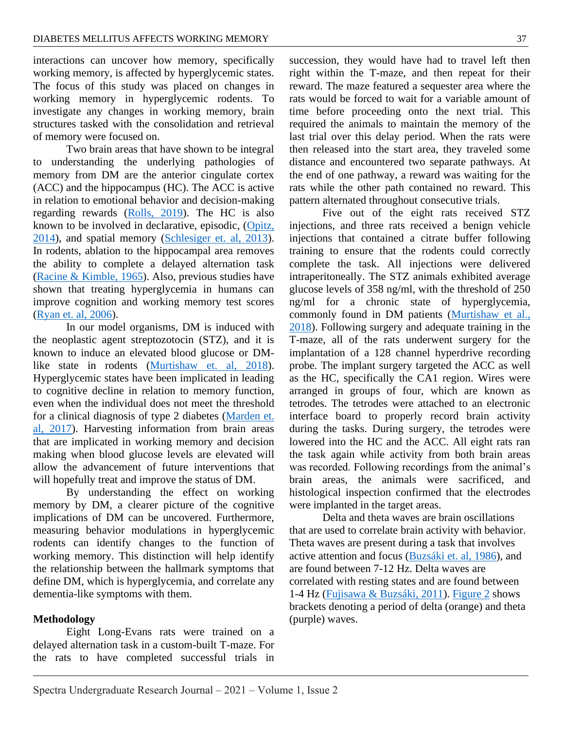interactions can uncover how memory, specifically working memory, is affected by hyperglycemic states. The focus of this study was placed on changes in working memory in hyperglycemic rodents. To investigate any changes in working memory, brain structures tasked with the consolidation and retrieval of memory were focused on.

Two brain areas that have shown to be integral to understanding the underlying pathologies of memory from DM are the anterior cingulate cortex (ACC) and the hippocampus (HC). The ACC is active in relation to emotional behavior and decision-making regarding rewards (Rolls, 2019). The HC is also known to be involved in declarative, episodic, (Opitz, 2014), and spatial memory (Schlesiger et. al, 2013). In rodents, ablation to the hippocampal area removes the ability to complete a delayed alternation task (Racine & Kimble, 1965). Also, previous studies have shown that treating hyperglycemia in humans can improve cognition and working memory test scores (Ryan et. al, 2006).

In our model organisms, DM is induced with the neoplastic agent streptozotocin (STZ), and it is known to induce an elevated blood glucose or DM-like state in rodents (Murtishaw et. al, 2018). Hyperglycemic states have been implicated in leading to cognitive decline in relation to memory function, even when the individual does not meet the threshold for a clinical diagnosis of type 2 diabetes (Marden et. al, 2017). Harvesting information from brain areas that are implicated in working memory and decision making when blood glucose levels are elevated will allow the advancement of future interventions that will hopefully treat and improve the status of DM.

By understanding the effect on working memory by DM, a clearer picture of the cognitive implications of DM can be uncovered. Furthermore, measuring behavior modulations in hyperglycemic rodents can identify changes to the function of working memory. This distinction will help identify the relationship between the hallmark symptoms that define DM, which is hyperglycemia, and correlate any dementia-like symptoms with them.

**Methodology**

Eight Long-Evans rats were trained on a delayed alternation task in a custom-built T-maze. For the rats to have completed successful trials in succession, they would have had to travel left then right within the T-maze, and then repeat for their reward. The maze featured a sequester area where the rats would be forced to wait for a variable amount of time before proceeding onto the next trial. This required the animals to maintain the memory of the last trial over this delay period. When the rats were then released into the start area, they traveled some distance and encountered two separate pathways. At the end of one pathway, a reward was waiting for the rats while the other path contained no reward. This pattern alternated throughout consecutive trials.

Five out of the eight rats received STZ injections, and three rats received a benign vehicle injections that contained a citrate buffer following training to ensure that the rodents could correctly complete the task. All injections were delivered intraperitoneally. The STZ animals exhibited average glucose levels of 358 ng/ml, with the threshold of 250 ng/ml for a chronic state of hyperglycemia, commonly found in DM patients (Murtishaw et al., 2018). Following surgery and adequate training in the T-maze, all of the rats underwent surgery for the implantation of a 128 channel hyperdrive recording probe. The implant surgery targeted the ACC as well as the HC, specifically the CA1 region. Wires were arranged in groups of four, which are known as tetrodes. The tetrodes were attached to an electronic interface board to properly record brain activity during the tasks. During surgery, the tetrodes were lowered into the HC and the ACC. All eight rats ran the task again while activity from both brain areas was recorded. Following recordings from the animal's brain areas, the animals were sacrificed, and histological inspection confirmed that the electrodes were implanted in the target areas.

Delta and theta waves are brain oscillations that are used to correlate brain activity with behavior. Theta waves are present during a task that involves active attention and focus (Buzsáki et. al, 1986), and are found between 7-12 Hz. Delta waves are correlated with resting states and are found between 1-4 Hz (Fujisawa & Buzsáki, 2011). Figure 2 shows brackets denoting a period of delta (orange) and theta (purple) waves.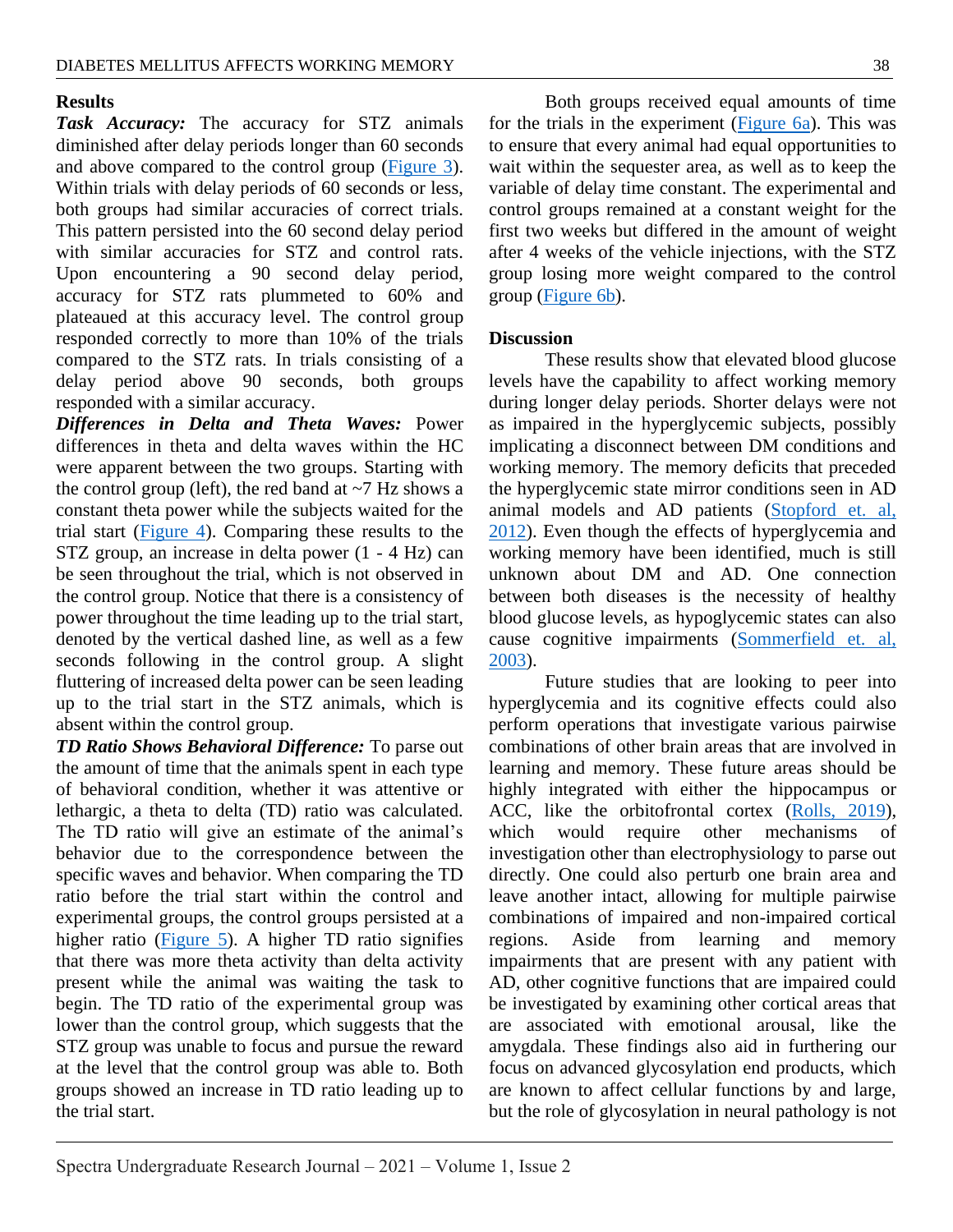## Results

***Task Accuracy:*** The accuracy for STZ animals diminished after delay periods longer than 60 seconds and above compared to the control group (Figure 3). Within trials with delay periods of 60 seconds or less, both groups had similar accuracies of correct trials. This pattern persisted into the 60 second delay period with similar accuracies for STZ and control rats. Upon encountering a 90 second delay period, accuracy for STZ rats plummeted to 60% and plateaued at this accuracy level. The control group responded correctly to more than 10% of the trials compared to the STZ rats. In trials consisting of a delay period above 90 seconds, both groups responded with a similar accuracy.

***Differences in Delta and Theta Waves:*** Power differences in theta and delta waves within the HC were apparent between the two groups. Starting with the control group (left), the red band at ~7 Hz shows a constant theta power while the subjects waited for the trial start (Figure 4). Comparing these results to the STZ group, an increase in delta power (1 - 4 Hz) can be seen throughout the trial, which is not observed in the control group. Notice that there is a consistency of power throughout the time leading up to the trial start, denoted by the vertical dashed line, as well as a few seconds following in the control group. A slight fluttering of increased delta power can be seen leading up to the trial start in the STZ animals, which is absent within the control group.

***TD Ratio Shows Behavioral Difference:*** To parse out the amount of time that the animals spent in each type of behavioral condition, whether it was attentive or lethargic, a theta to delta (TD) ratio was calculated. The TD ratio will give an estimate of the animal's behavior due to the correspondence between the specific waves and behavior. When comparing the TD ratio before the trial start within the control and experimental groups, the control groups persisted at a higher ratio (Figure 5). A higher TD ratio signifies that there was more theta activity than delta activity present while the animal was waiting the task to begin. The TD ratio of the experimental group was lower than the control group, which suggests that the STZ group was unable to focus and pursue the reward at the level that the control group was able to. Both groups showed an increase in TD ratio leading up to the trial start.

Both groups received equal amounts of time for the trials in the experiment (Figure 6a). This was to ensure that every animal had equal opportunities to wait within the sequester area, as well as to keep the variable of delay time constant. The experimental and control groups remained at a constant weight for the first two weeks but differed in the amount of weight after 4 weeks of the vehicle injections, with the STZ group losing more weight compared to the control group (Figure 6b).

## Discussion

These results show that elevated blood glucose levels have the capability to affect working memory during longer delay periods. Shorter delays were not as impaired in the hyperglycemic subjects, possibly implicating a disconnect between DM conditions and working memory. The memory deficits that preceded the hyperglycemic state mirror conditions seen in AD animal models and AD patients (Stopford et. al, 2012). Even though the effects of hyperglycemia and working memory have been identified, much is still unknown about DM and AD. One connection between both diseases is the necessity of healthy blood glucose levels, as hypoglycemic states can also cause cognitive impairments (Sommerfield et. al, 2003).

Future studies that are looking to peer into hyperglycemia and its cognitive effects could also perform operations that investigate various pairwise combinations of other brain areas that are involved in learning and memory. These future areas should be highly integrated with either the hippocampus or ACC, like the orbitofrontal cortex (Rolls, 2019), which would require other mechanisms of investigation other than electrophysiology to parse out directly. One could also perturb one brain area and leave another intact, allowing for multiple pairwise combinations of impaired and non-impaired cortical regions. Aside from learning and memory impairments that are present with any patient with AD, other cognitive functions that are impaired could be investigated by examining other cortical areas that are associated with emotional arousal, like the amygdala. These findings also aid in furthering our focus on advanced glycosylation end products, which are known to affect cellular functions by and large, but the role of glycosylation in neural pathology is not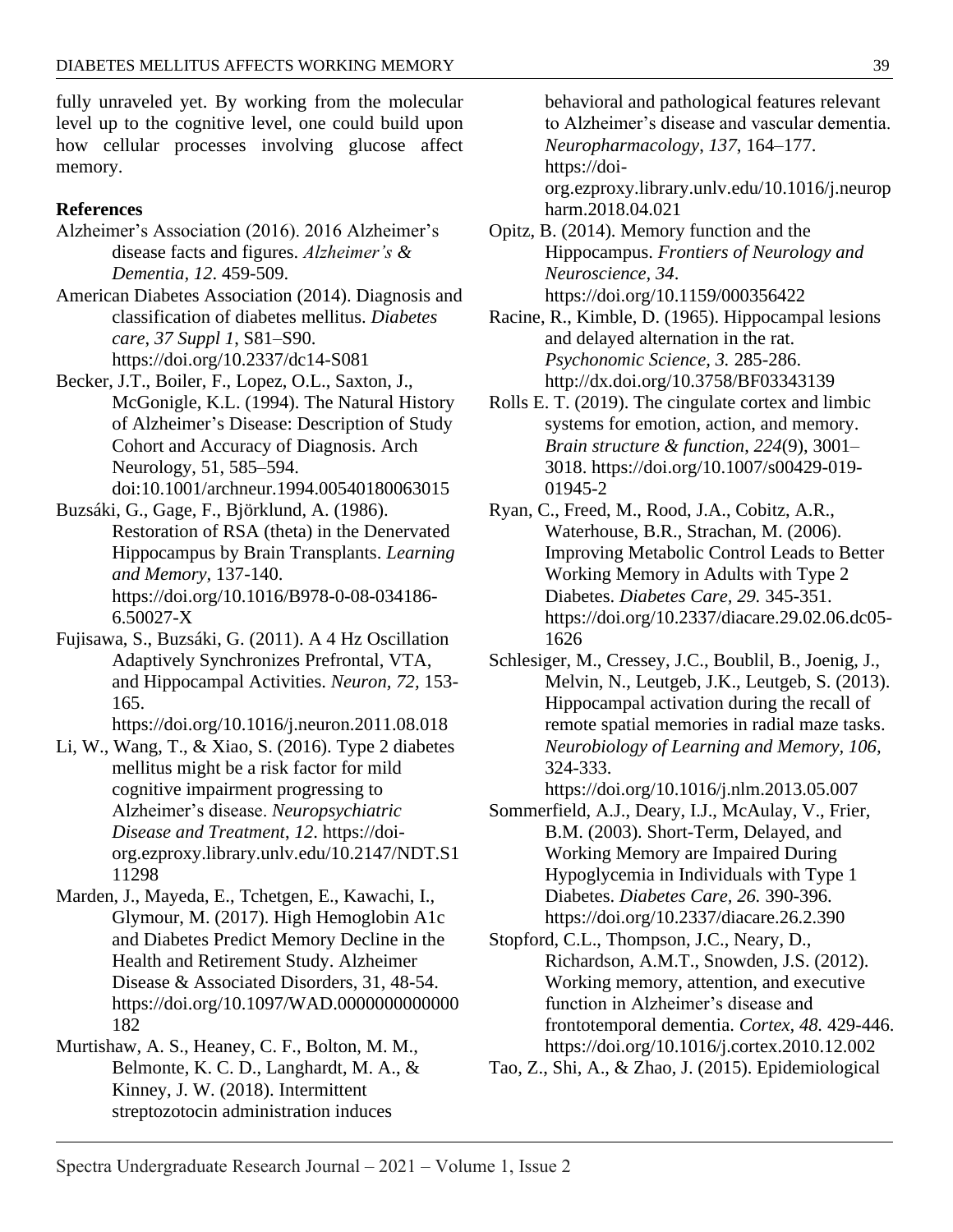fully unraveled yet. By working from the molecular level up to the cognitive level, one could build upon how cellular processes involving glucose affect memory.

**References**

Alzheimer's Association (2016). 2016 Alzheimer's disease facts and figures. *Alzheimer's & Dementia, 12*. 459-509.

American Diabetes Association (2014). Diagnosis and classification of diabetes mellitus. *Diabetes care, 37 Suppl 1*, S81–S90. https://doi.org/10.2337/dc14-S081

Becker, J.T., Boiler, F., Lopez, O.L., Saxton, J., McGonigle, K.L. (1994). The Natural History of Alzheimer's Disease: Description of Study Cohort and Accuracy of Diagnosis. Arch Neurology, 51, 585–594. doi:10.1001/archneur.1994.00540180063015

Buzsáki, G., Gage, F., Björklund, A. (1986). Restoration of RSA (theta) in the Denervated Hippocampus by Brain Transplants. *Learning and Memory*, 137-140. https://doi.org/10.1016/B978-0-08-034186-6.50027-X

Fujisawa, S., Buzsáki, G. (2011). A 4 Hz Oscillation Adaptively Synchronizes Prefrontal, VTA, and Hippocampal Activities. *Neuron, 72,* 153-165. https://doi.org/10.1016/j.neuron.2011.08.018

Li, W., Wang, T., & Xiao, S. (2016). Type 2 diabetes mellitus might be a risk factor for mild cognitive impairment progressing to Alzheimer's disease. *Neuropsychiatric Disease and Treatment, 12*. https://doi-org.ezproxy.library.unlv.edu/10.2147/NDT.S111298

Marden, J., Mayeda, E., Tchetgen, E., Kawachi, I., Glymour, M. (2017). High Hemoglobin A1c and Diabetes Predict Memory Decline in the Health and Retirement Study. Alzheimer Disease & Associated Disorders, 31, 48-54. https://doi.org/10.1097/WAD.0000000000000182

Murtishaw, A. S., Heaney, C. F., Bolton, M. M., Belmonte, K. C. D., Langhardt, M. A., & Kinney, J. W. (2018). Intermittent streptozotocin administration induces behavioral and pathological features relevant to Alzheimer's disease and vascular dementia. *Neuropharmacology, 137*, 164–177. https://doi-org.ezproxy.library.unlv.edu/10.1016/j.neuropharm.2018.04.021

Opitz, B. (2014). Memory function and the Hippocampus. *Frontiers of Neurology and Neuroscience, 34*. https://doi.org/10.1159/000356422

Racine, R., Kimble, D. (1965). Hippocampal lesions and delayed alternation in the rat. *Psychonomic Science, 3.* 285-286. http://dx.doi.org/10.3758/BF03343139

Rolls E. T. (2019). The cingulate cortex and limbic systems for emotion, action, and memory. *Brain structure & function, 224*(9), 3001–3018. https://doi.org/10.1007/s00429-019-01945-2

Ryan, C., Freed, M., Rood, J.A., Cobitz, A.R., Waterhouse, B.R., Strachan, M. (2006). Improving Metabolic Control Leads to Better Working Memory in Adults with Type 2 Diabetes. *Diabetes Care, 29.* 345-351. https://doi.org/10.2337/diacare.29.02.06.dc05-1626

Schlesiger, M., Cressey, J.C., Boublil, B., Joenig, J., Melvin, N., Leutgeb, J.K., Leutgeb, S. (2013). Hippocampal activation during the recall of remote spatial memories in radial maze tasks. *Neurobiology of Learning and Memory, 106,* 324-333. https://doi.org/10.1016/j.nlm.2013.05.007

Sommerfield, A.J., Deary, I.J., McAulay, V., Frier, B.M. (2003). Short-Term, Delayed, and Working Memory are Impaired During Hypoglycemia in Individuals with Type 1 Diabetes. *Diabetes Care, 26.* 390-396. https://doi.org/10.2337/diacare.26.2.390

Stopford, C.L., Thompson, J.C., Neary, D., Richardson, A.M.T., Snowden, J.S. (2012). Working memory, attention, and executive function in Alzheimer's disease and frontotemporal dementia. *Cortex, 48.* 429-446. https://doi.org/10.1016/j.cortex.2010.12.002

Tao, Z., Shi, A., & Zhao, J. (2015). Epidemiological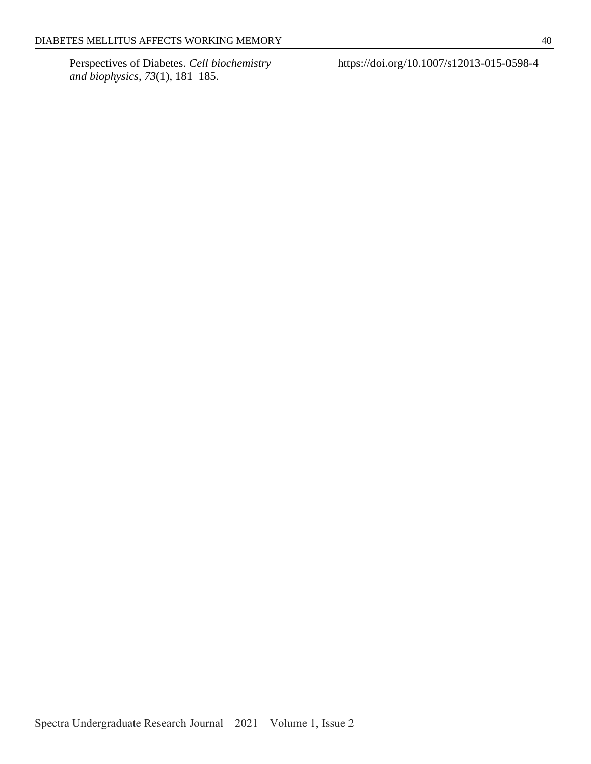Perspectives of Diabetes. *Cell biochemistry and biophysics*, *73*(1), 181–185. https://doi.org/10.1007/s12013-015-0598-4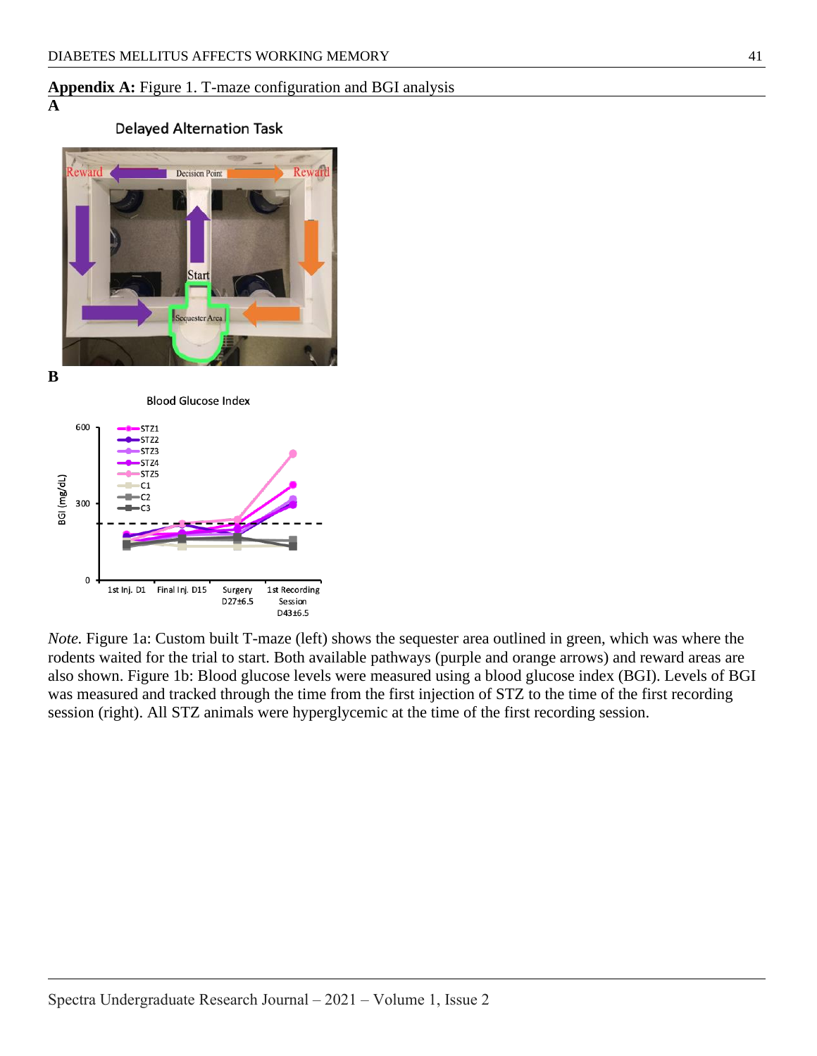**Appendix A:** Figure 1. T-maze configuration and BGI analysis

**A**

**B**

*Note.* Figure 1a: Custom built T-maze (left) shows the sequester area outlined in green, which was where the rodents waited for the trial to start. Both available pathways (purple and orange arrows) and reward areas are also shown. Figure 1b: Blood glucose levels were measured using a blood glucose index (BGI). Levels of BGI was measured and tracked through the time from the first injection of STZ to the time of the first recording session (right). All STZ animals were hyperglycemic at the time of the first recording session.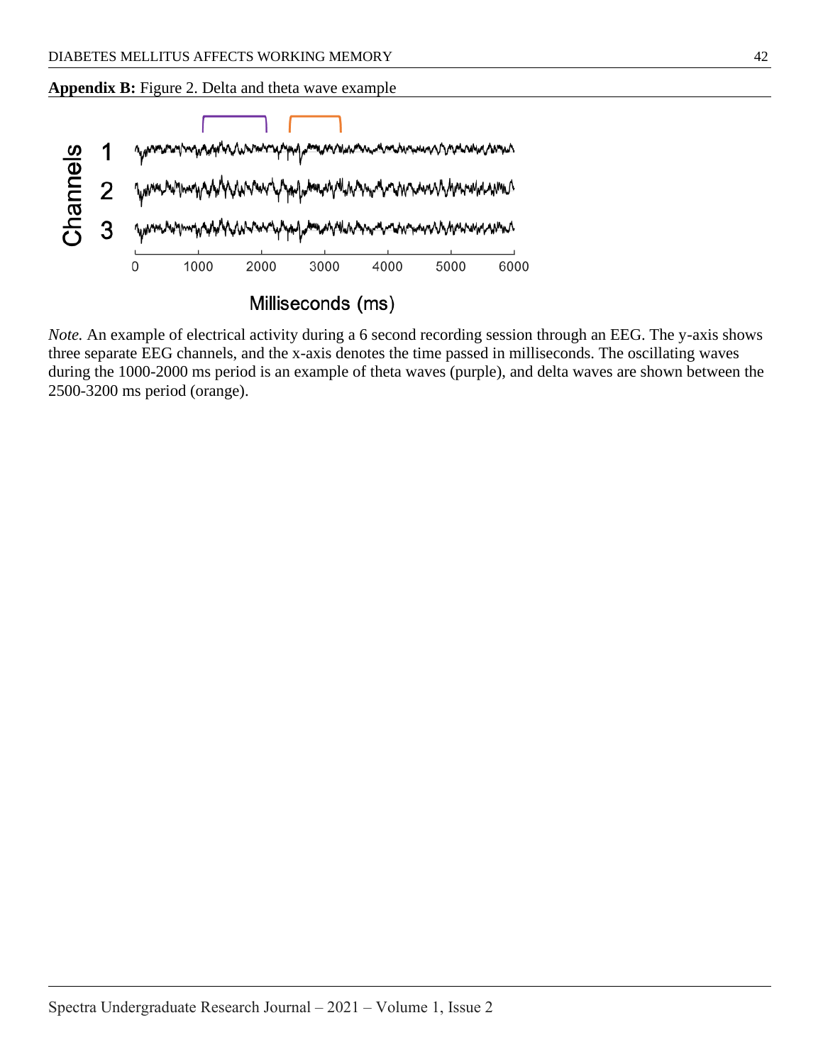**Appendix B:** Figure 2. Delta and theta wave example

*Note.* An example of electrical activity during a 6 second recording session through an EEG. The y-axis shows three separate EEG channels, and the x-axis denotes the time passed in milliseconds. The oscillating waves during the 1000-2000 ms period is an example of theta waves (purple), and delta waves are shown between the 2500-3200 ms period (orange).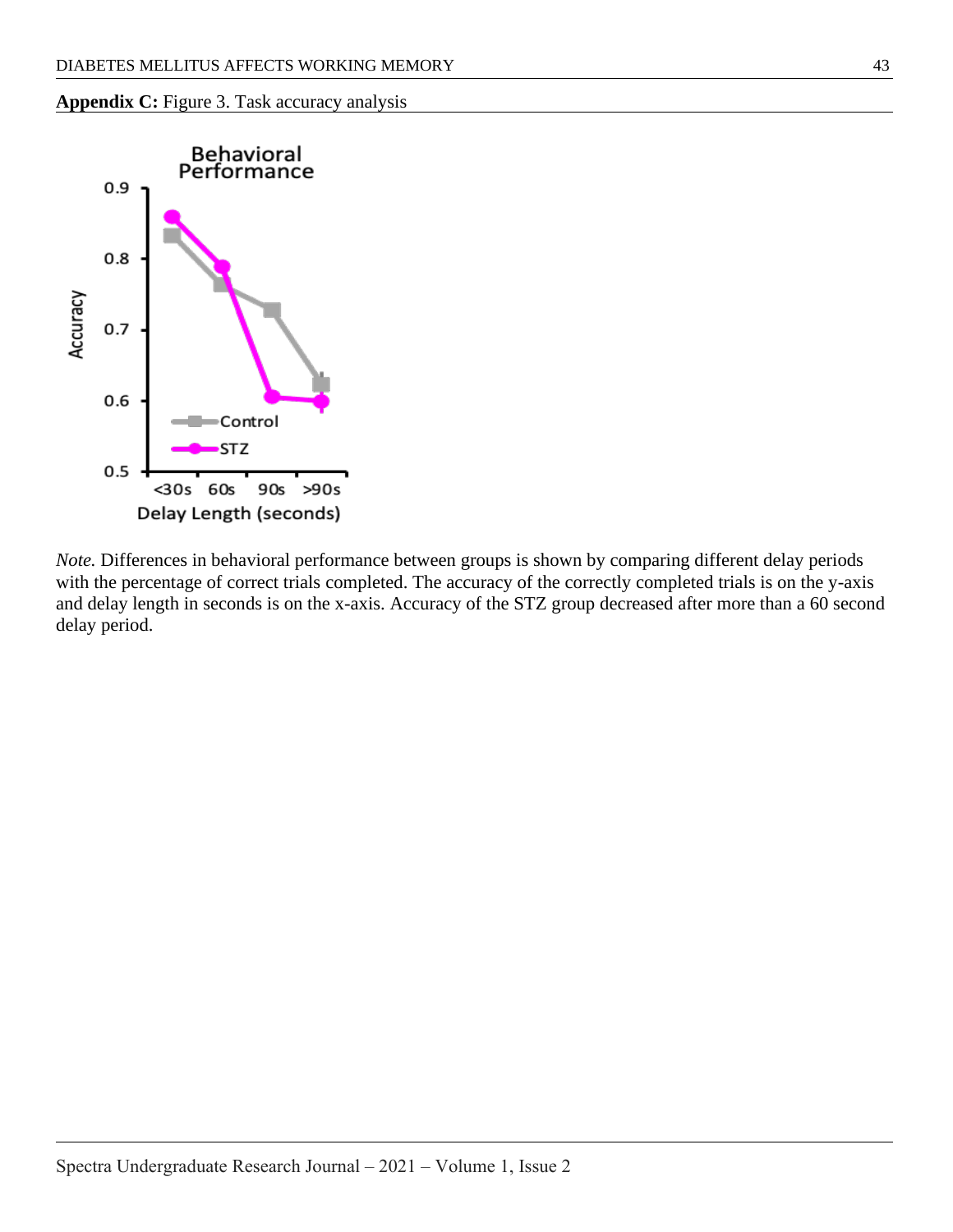**Appendix C:** Figure 3. Task accuracy analysis

*Note.* Differences in behavioral performance between groups is shown by comparing different delay periods with the percentage of correct trials completed. The accuracy of the correctly completed trials is on the y-axis and delay length in seconds is on the x-axis. Accuracy of the STZ group decreased after more than a 60 second delay period.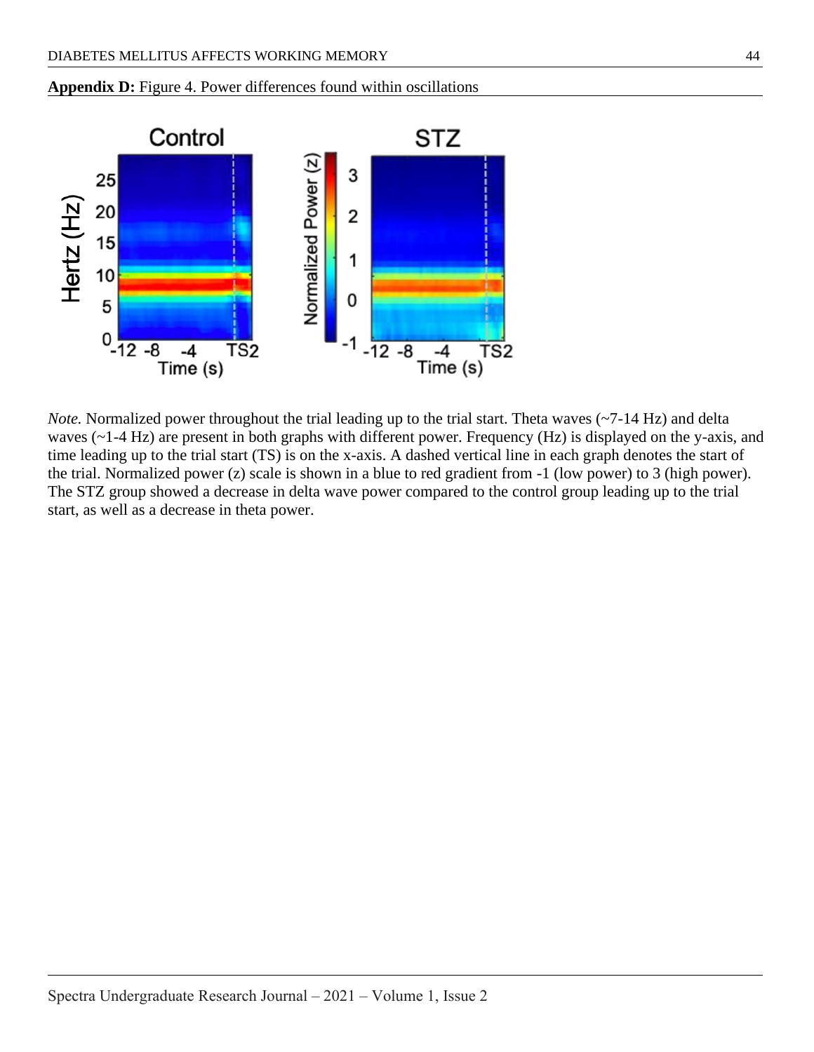**Appendix D:** Figure 4. Power differences found within oscillations

*Note.* Normalized power throughout the trial leading up to the trial start. Theta waves (~7-14 Hz) and delta waves (~1-4 Hz) are present in both graphs with different power. Frequency (Hz) is displayed on the y-axis, and time leading up to the trial start (TS) is on the x-axis. A dashed vertical line in each graph denotes the start of the trial. Normalized power (z) scale is shown in a blue to red gradient from -1 (low power) to 3 (high power). The STZ group showed a decrease in delta wave power compared to the control group leading up to the trial start, as well as a decrease in theta power.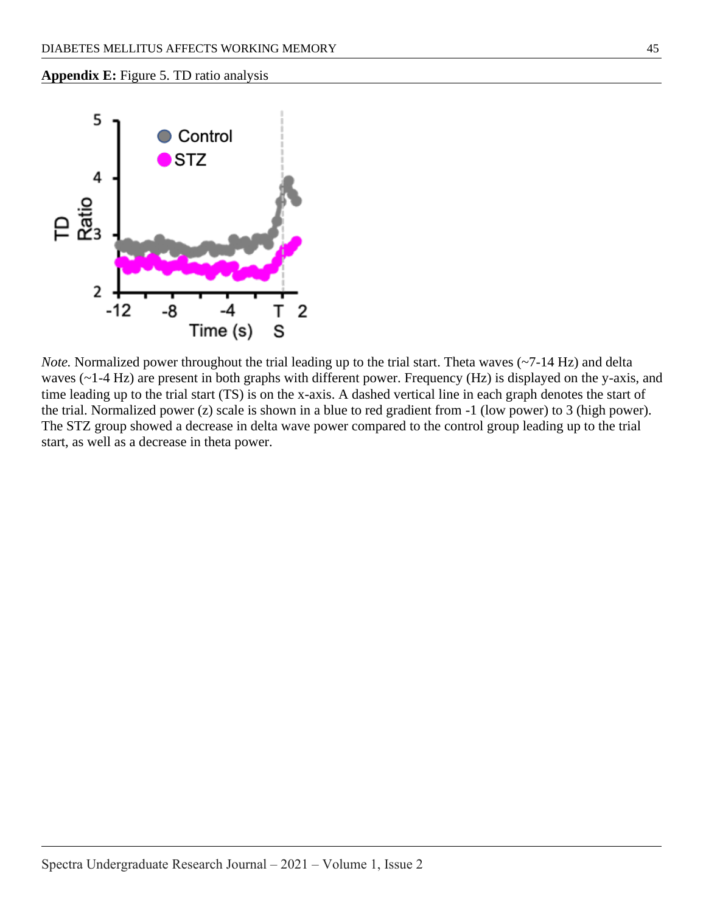**Appendix E:** Figure 5. TD ratio analysis

*Note.* Normalized power throughout the trial leading up to the trial start. Theta waves (~7-14 Hz) and delta waves (~1-4 Hz) are present in both graphs with different power. Frequency (Hz) is displayed on the y-axis, and time leading up to the trial start (TS) is on the x-axis. A dashed vertical line in each graph denotes the start of the trial. Normalized power (z) scale is shown in a blue to red gradient from -1 (low power) to 3 (high power). The STZ group showed a decrease in delta wave power compared to the control group leading up to the trial start, as well as a decrease in theta power.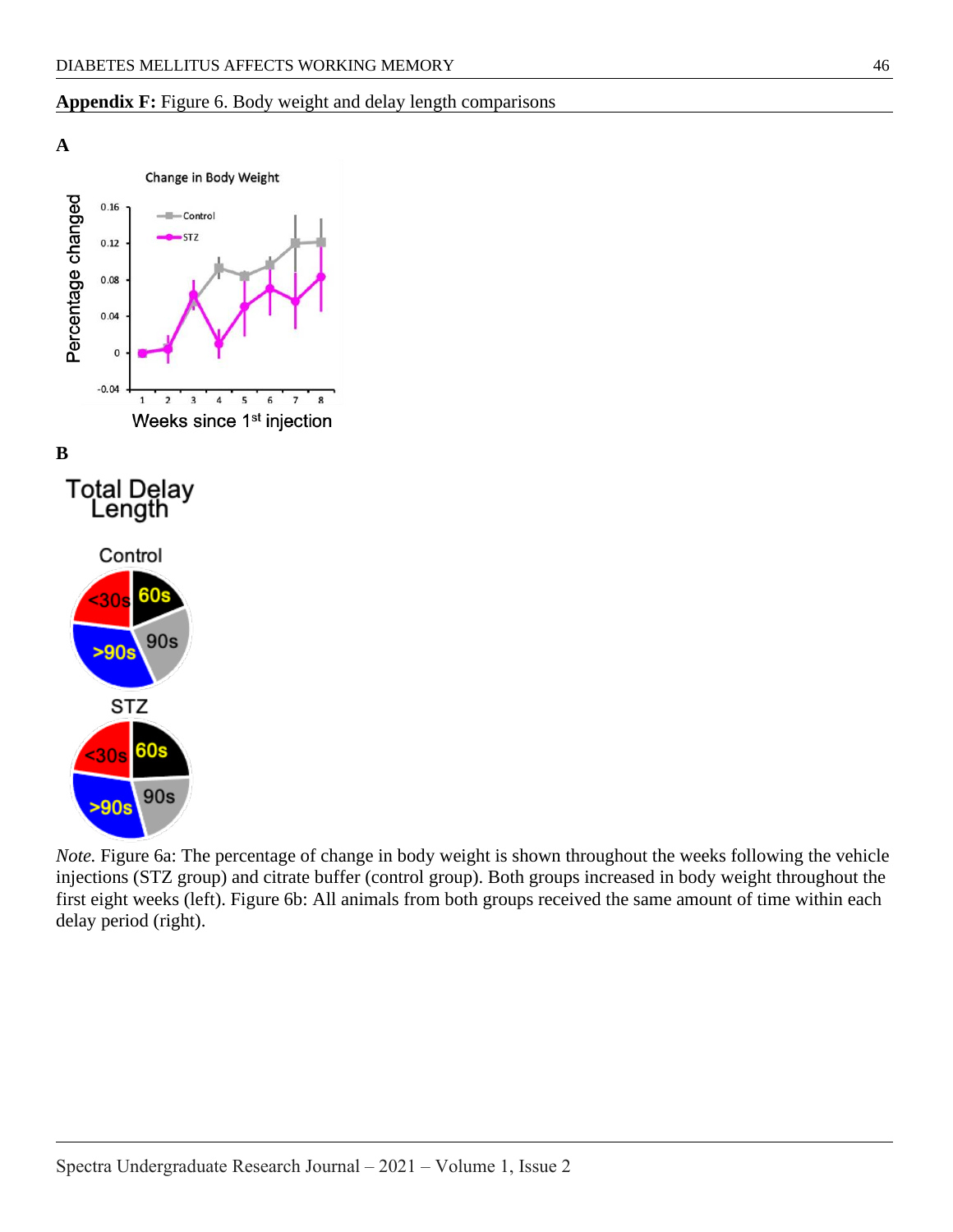**Appendix F:** Figure 6. Body weight and delay length comparisons

**A**

Change in Body Weight

Percentage changed

0.16
0.12
0.08
0.04
0
-0.04

Control
STZ

1 2 3 4 5 6 7 8

Weeks since 1st injection

**B**

Total Delay Length

Control

<30s
60s
90s
>90s

STZ

<30s
60s
90s
>90s

*Note.* Figure 6a: The percentage of change in body weight is shown throughout the weeks following the vehicle injections (STZ group) and citrate buffer (control group). Both groups increased in body weight throughout the first eight weeks (left). Figure 6b: All animals from both groups received the same amount of time within each delay period (right).